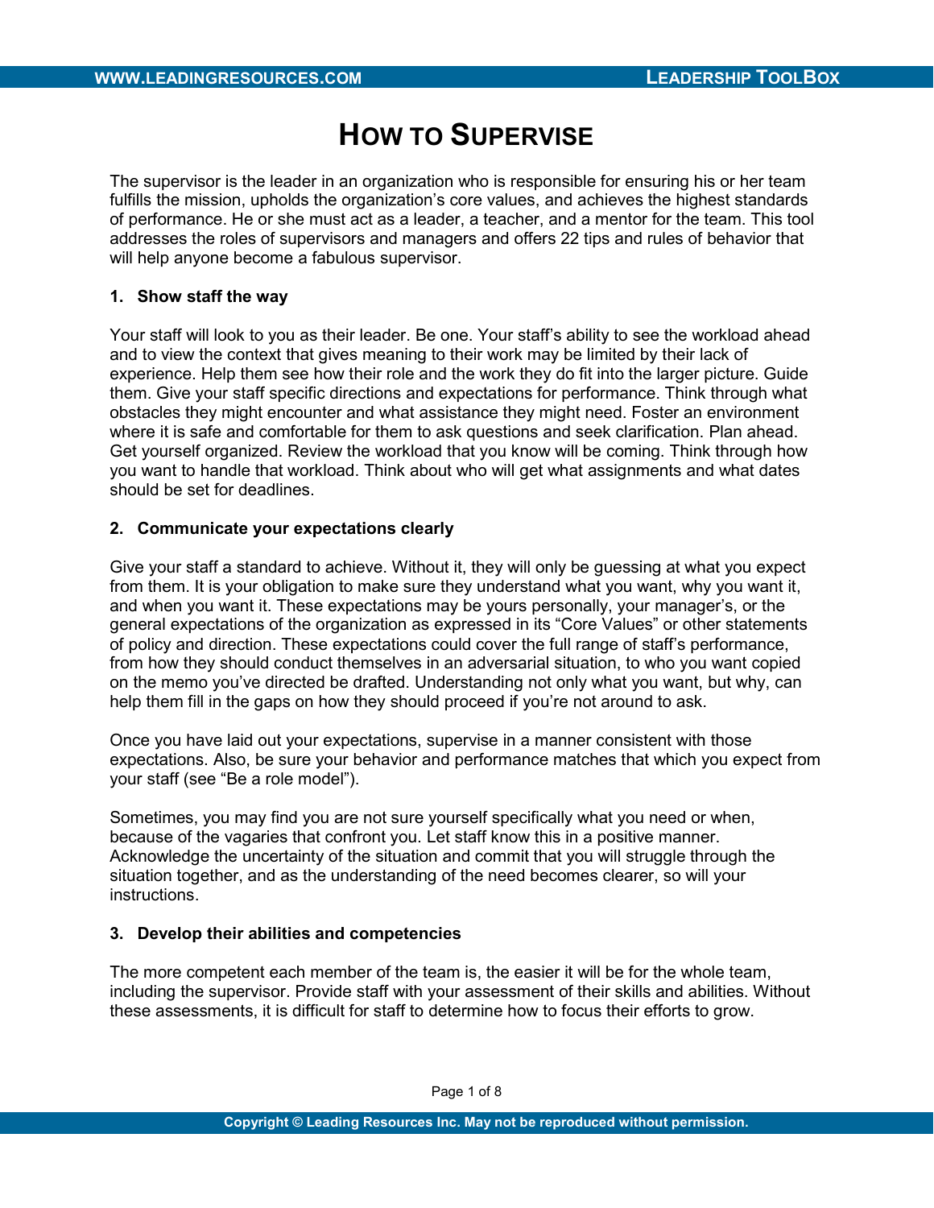# How to Supervise

The supervisor is the leader in an organization who is responsible for ensuring his or her team fulfills the mission, upholds the organization's core values, and achieves the highest standards of performance. He or she must act as a leader, a teacher, and a mentor for the team. This tool addresses the roles of supervisors and managers and offers 22 tips and rules of behavior that will help anyone become a fabulous supervisor.

**1. Show staff the way**

Your staff will look to you as their leader. Be one. Your staff's ability to see the workload ahead and to view the context that gives meaning to their work may be limited by their lack of experience. Help them see how their role and the work they do fit into the larger picture. Guide them. Give your staff specific directions and expectations for performance. Think through what obstacles they might encounter and what assistance they might need. Foster an environment where it is safe and comfortable for them to ask questions and seek clarification. Plan ahead. Get yourself organized. Review the workload that you know will be coming. Think through how you want to handle that workload. Think about who will get what assignments and what dates should be set for deadlines.

**2. Communicate your expectations clearly**

Give your staff a standard to achieve. Without it, they will only be guessing at what you expect from them. It is your obligation to make sure they understand what you want, why you want it, and when you want it. These expectations may be yours personally, your manager's, or the general expectations of the organization as expressed in its "Core Values" or other statements of policy and direction. These expectations could cover the full range of staff's performance, from how they should conduct themselves in an adversarial situation, to who you want copied on the memo you've directed be drafted. Understanding not only what you want, but why, can help them fill in the gaps on how they should proceed if you're not around to ask.

Once you have laid out your expectations, supervise in a manner consistent with those expectations. Also, be sure your behavior and performance matches that which you expect from your staff (see "Be a role model").

Sometimes, you may find you are not sure yourself specifically what you need or when, because of the vagaries that confront you. Let staff know this in a positive manner. Acknowledge the uncertainty of the situation and commit that you will struggle through the situation together, and as the understanding of the need becomes clearer, so will your instructions.

**3. Develop their abilities and competencies**

The more competent each member of the team is, the easier it will be for the whole team, including the supervisor. Provide staff with your assessment of their skills and abilities. Without these assessments, it is difficult for staff to determine how to focus their efforts to grow.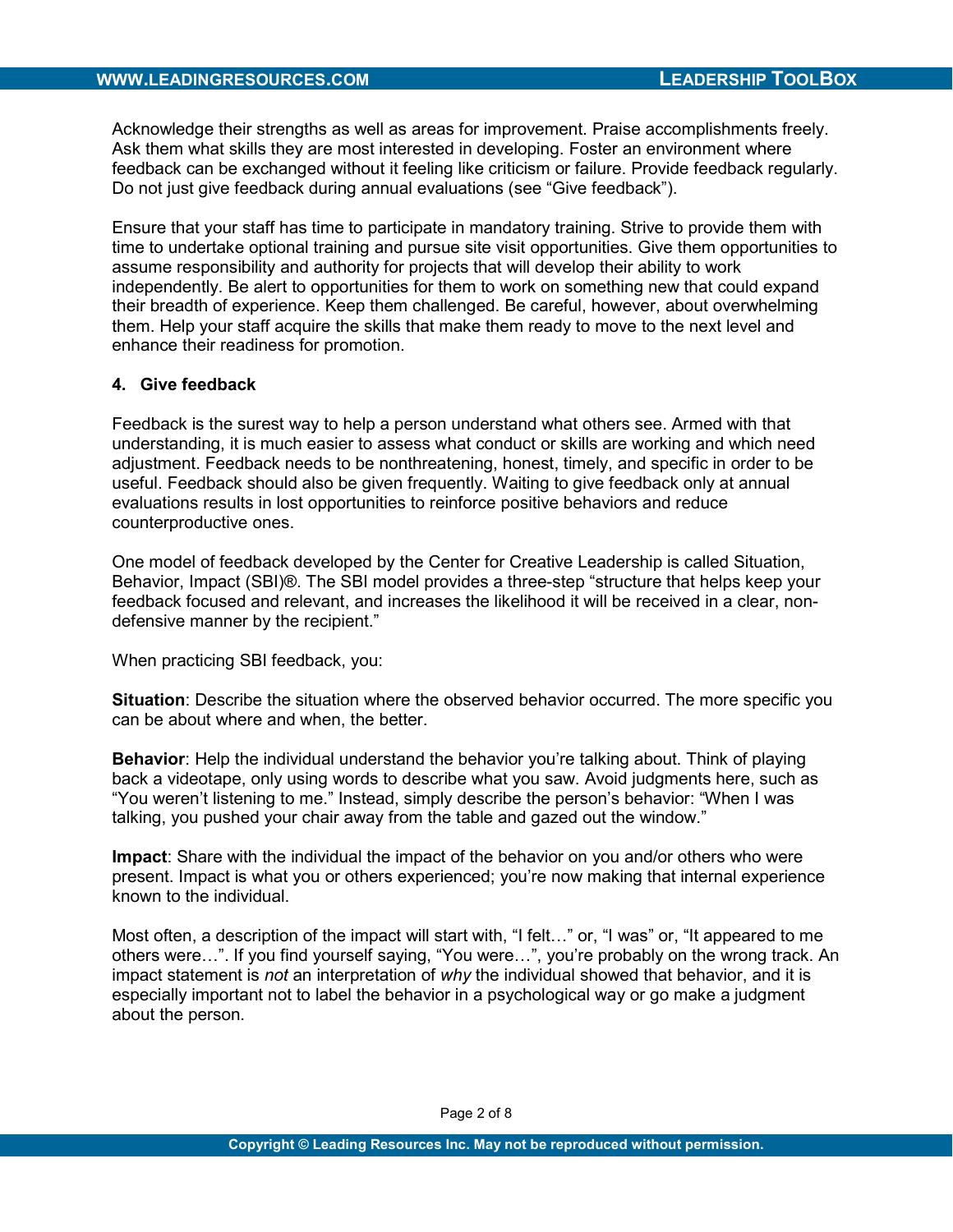Acknowledge their strengths as well as areas for improvement. Praise accomplishments freely. Ask them what skills they are most interested in developing. Foster an environment where feedback can be exchanged without it feeling like criticism or failure. Provide feedback regularly. Do not just give feedback during annual evaluations (see "Give feedback").

Ensure that your staff has time to participate in mandatory training. Strive to provide them with time to undertake optional training and pursue site visit opportunities. Give them opportunities to assume responsibility and authority for projects that will develop their ability to work independently. Be alert to opportunities for them to work on something new that could expand their breadth of experience. Keep them challenged. Be careful, however, about overwhelming them. Help your staff acquire the skills that make them ready to move to the next level and enhance their readiness for promotion.

### 4. Give feedback

Feedback is the surest way to help a person understand what others see. Armed with that understanding, it is much easier to assess what conduct or skills are working and which need adjustment. Feedback needs to be nonthreatening, honest, timely, and specific in order to be useful. Feedback should also be given frequently. Waiting to give feedback only at annual evaluations results in lost opportunities to reinforce positive behaviors and reduce counterproductive ones.

One model of feedback developed by the Center for Creative Leadership is called Situation, Behavior, Impact (SBI)®. The SBI model provides a three-step "structure that helps keep your feedback focused and relevant, and increases the likelihood it will be received in a clear, non-defensive manner by the recipient."

When practicing SBI feedback, you:

**Situation**: Describe the situation where the observed behavior occurred. The more specific you can be about where and when, the better.

**Behavior**: Help the individual understand the behavior you're talking about. Think of playing back a videotape, only using words to describe what you saw. Avoid judgments here, such as "You weren't listening to me." Instead, simply describe the person's behavior: "When I was talking, you pushed your chair away from the table and gazed out the window."

**Impact**: Share with the individual the impact of the behavior on you and/or others who were present. Impact is what you or others experienced; you're now making that internal experience known to the individual.

Most often, a description of the impact will start with, "I felt…" or, "I was" or, "It appeared to me others were…". If you find yourself saying, "You were…", you're probably on the wrong track. An impact statement is *not* an interpretation of *why* the individual showed that behavior, and it is especially important not to label the behavior in a psychological way or go make a judgment about the person.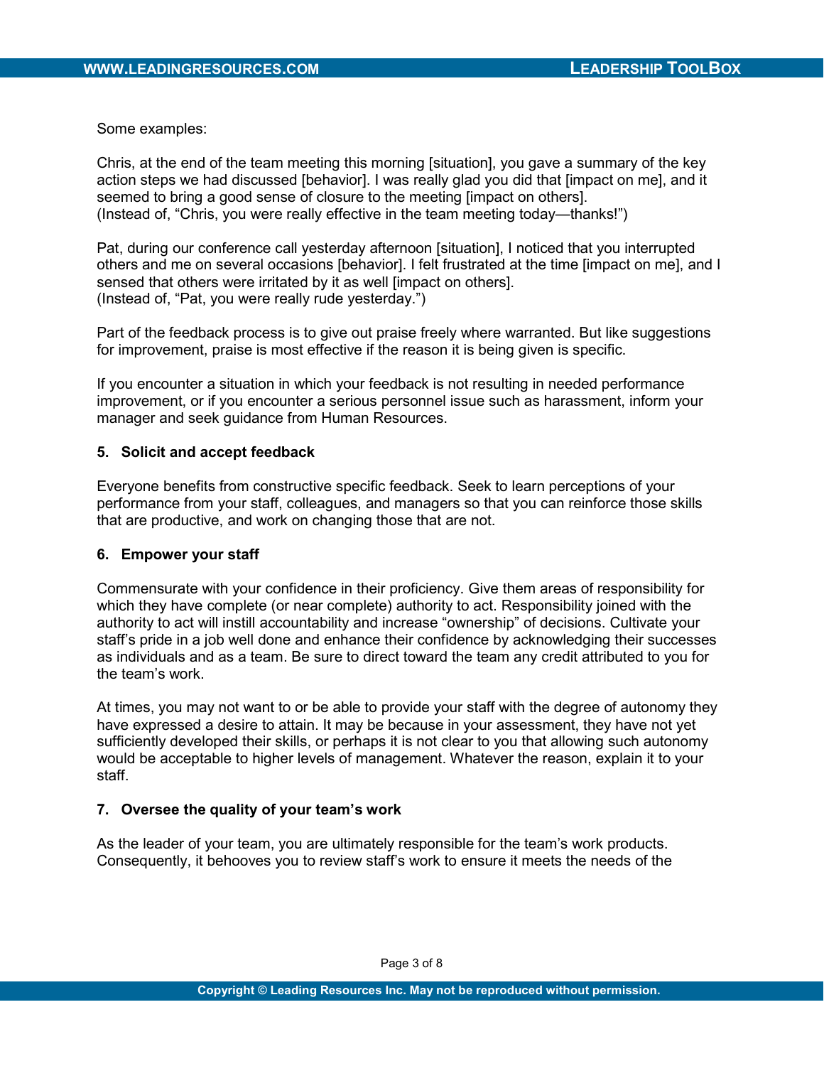Some examples:

Chris, at the end of the team meeting this morning [situation], you gave a summary of the key action steps we had discussed [behavior]. I was really glad you did that [impact on me], and it seemed to bring a good sense of closure to the meeting [impact on others].
(Instead of, "Chris, you were really effective in the team meeting today—thanks!")

Pat, during our conference call yesterday afternoon [situation], I noticed that you interrupted others and me on several occasions [behavior]. I felt frustrated at the time [impact on me], and I sensed that others were irritated by it as well [impact on others].
(Instead of, "Pat, you were really rude yesterday.")

Part of the feedback process is to give out praise freely where warranted. But like suggestions for improvement, praise is most effective if the reason it is being given is specific.

If you encounter a situation in which your feedback is not resulting in needed performance improvement, or if you encounter a serious personnel issue such as harassment, inform your manager and seek guidance from Human Resources.

**5. Solicit and accept feedback**

Everyone benefits from constructive specific feedback. Seek to learn perceptions of your performance from your staff, colleagues, and managers so that you can reinforce those skills that are productive, and work on changing those that are not.

**6. Empower your staff**

Commensurate with your confidence in their proficiency. Give them areas of responsibility for which they have complete (or near complete) authority to act. Responsibility joined with the authority to act will instill accountability and increase "ownership" of decisions. Cultivate your staff's pride in a job well done and enhance their confidence by acknowledging their successes as individuals and as a team. Be sure to direct toward the team any credit attributed to you for the team's work.

At times, you may not want to or be able to provide your staff with the degree of autonomy they have expressed a desire to attain. It may be because in your assessment, they have not yet sufficiently developed their skills, or perhaps it is not clear to you that allowing such autonomy would be acceptable to higher levels of management. Whatever the reason, explain it to your staff.

**7. Oversee the quality of your team's work**

As the leader of your team, you are ultimately responsible for the team's work products. Consequently, it behooves you to review staff's work to ensure it meets the needs of the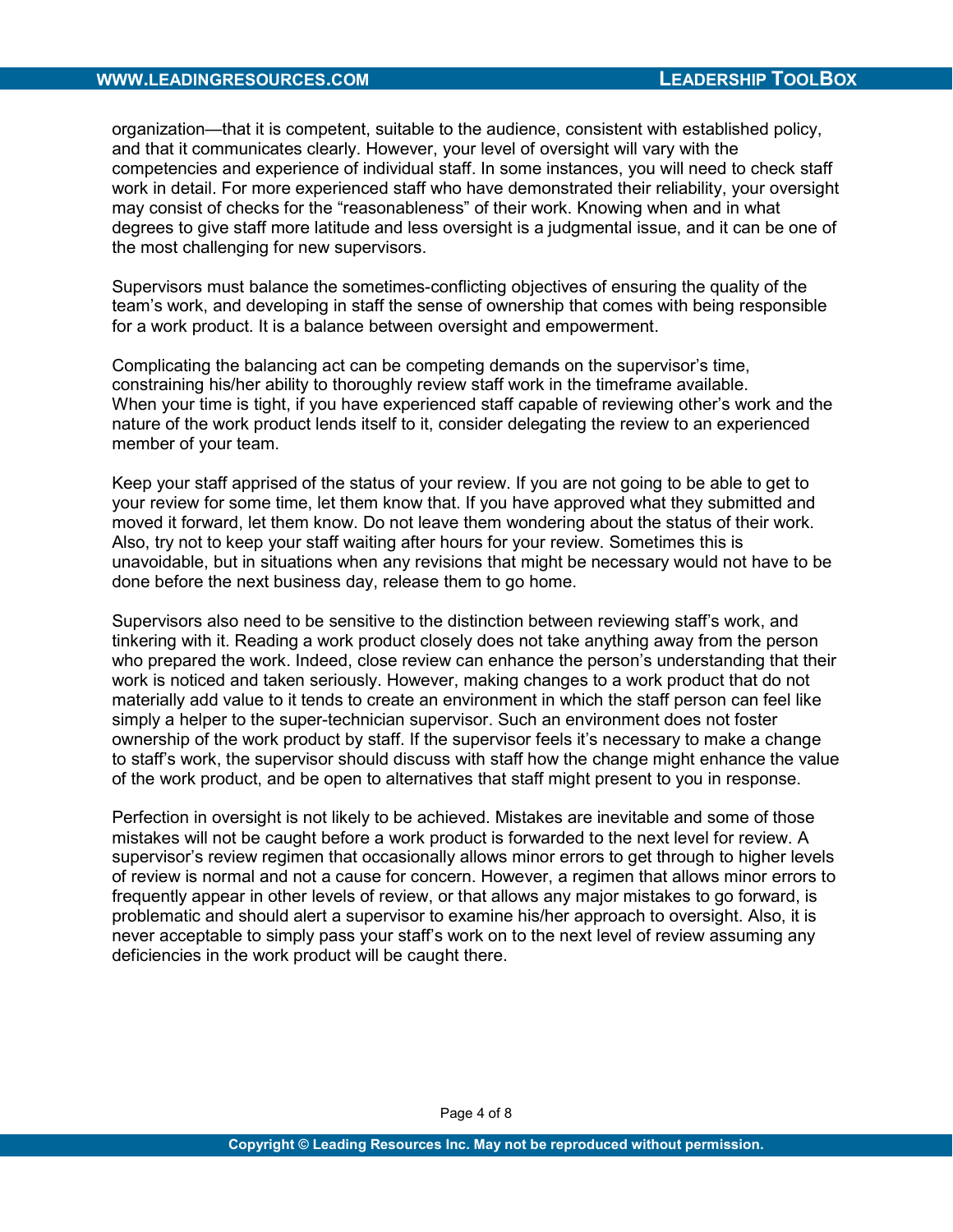organization—that it is competent, suitable to the audience, consistent with established policy, and that it communicates clearly. However, your level of oversight will vary with the competencies and experience of individual staff. In some instances, you will need to check staff work in detail. For more experienced staff who have demonstrated their reliability, your oversight may consist of checks for the "reasonableness" of their work. Knowing when and in what degrees to give staff more latitude and less oversight is a judgmental issue, and it can be one of the most challenging for new supervisors.

Supervisors must balance the sometimes-conflicting objectives of ensuring the quality of the team's work, and developing in staff the sense of ownership that comes with being responsible for a work product. It is a balance between oversight and empowerment.

Complicating the balancing act can be competing demands on the supervisor's time, constraining his/her ability to thoroughly review staff work in the timeframe available. When your time is tight, if you have experienced staff capable of reviewing other's work and the nature of the work product lends itself to it, consider delegating the review to an experienced member of your team.

Keep your staff apprised of the status of your review. If you are not going to be able to get to your review for some time, let them know that. If you have approved what they submitted and moved it forward, let them know. Do not leave them wondering about the status of their work. Also, try not to keep your staff waiting after hours for your review. Sometimes this is unavoidable, but in situations when any revisions that might be necessary would not have to be done before the next business day, release them to go home.

Supervisors also need to be sensitive to the distinction between reviewing staff's work, and tinkering with it. Reading a work product closely does not take anything away from the person who prepared the work. Indeed, close review can enhance the person's understanding that their work is noticed and taken seriously. However, making changes to a work product that do not materially add value to it tends to create an environment in which the staff person can feel like simply a helper to the super-technician supervisor. Such an environment does not foster ownership of the work product by staff. If the supervisor feels it's necessary to make a change to staff's work, the supervisor should discuss with staff how the change might enhance the value of the work product, and be open to alternatives that staff might present to you in response.

Perfection in oversight is not likely to be achieved. Mistakes are inevitable and some of those mistakes will not be caught before a work product is forwarded to the next level for review. A supervisor's review regimen that occasionally allows minor errors to get through to higher levels of review is normal and not a cause for concern. However, a regimen that allows minor errors to frequently appear in other levels of review, or that allows any major mistakes to go forward, is problematic and should alert a supervisor to examine his/her approach to oversight. Also, it is never acceptable to simply pass your staff's work on to the next level of review assuming any deficiencies in the work product will be caught there.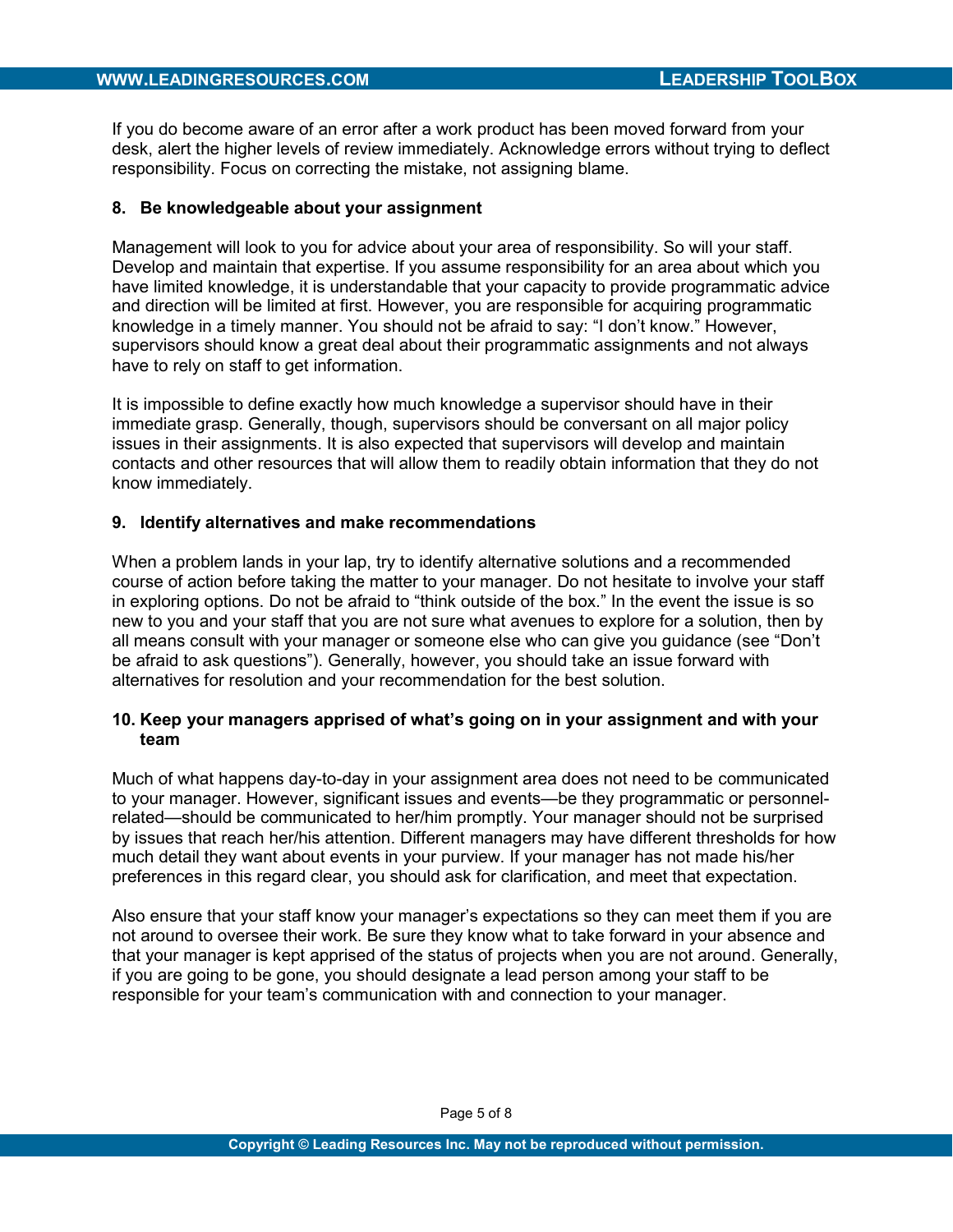If you do become aware of an error after a work product has been moved forward from your desk, alert the higher levels of review immediately. Acknowledge errors without trying to deflect responsibility. Focus on correcting the mistake, not assigning blame.

**8. Be knowledgeable about your assignment**

Management will look to you for advice about your area of responsibility. So will your staff. Develop and maintain that expertise. If you assume responsibility for an area about which you have limited knowledge, it is understandable that your capacity to provide programmatic advice and direction will be limited at first. However, you are responsible for acquiring programmatic knowledge in a timely manner. You should not be afraid to say: "I don't know." However, supervisors should know a great deal about their programmatic assignments and not always have to rely on staff to get information.

It is impossible to define exactly how much knowledge a supervisor should have in their immediate grasp. Generally, though, supervisors should be conversant on all major policy issues in their assignments. It is also expected that supervisors will develop and maintain contacts and other resources that will allow them to readily obtain information that they do not know immediately.

**9. Identify alternatives and make recommendations**

When a problem lands in your lap, try to identify alternative solutions and a recommended course of action before taking the matter to your manager. Do not hesitate to involve your staff in exploring options. Do not be afraid to "think outside of the box." In the event the issue is so new to you and your staff that you are not sure what avenues to explore for a solution, then by all means consult with your manager or someone else who can give you guidance (see "Don't be afraid to ask questions"). Generally, however, you should take an issue forward with alternatives for resolution and your recommendation for the best solution.

**10. Keep your managers apprised of what's going on in your assignment and with your team**

Much of what happens day-to-day in your assignment area does not need to be communicated to your manager. However, significant issues and events—be they programmatic or personnel-related—should be communicated to her/him promptly. Your manager should not be surprised by issues that reach her/his attention. Different managers may have different thresholds for how much detail they want about events in your purview. If your manager has not made his/her preferences in this regard clear, you should ask for clarification, and meet that expectation.

Also ensure that your staff know your manager's expectations so they can meet them if you are not around to oversee their work. Be sure they know what to take forward in your absence and that your manager is kept apprised of the status of projects when you are not around. Generally, if you are going to be gone, you should designate a lead person among your staff to be responsible for your team's communication with and connection to your manager.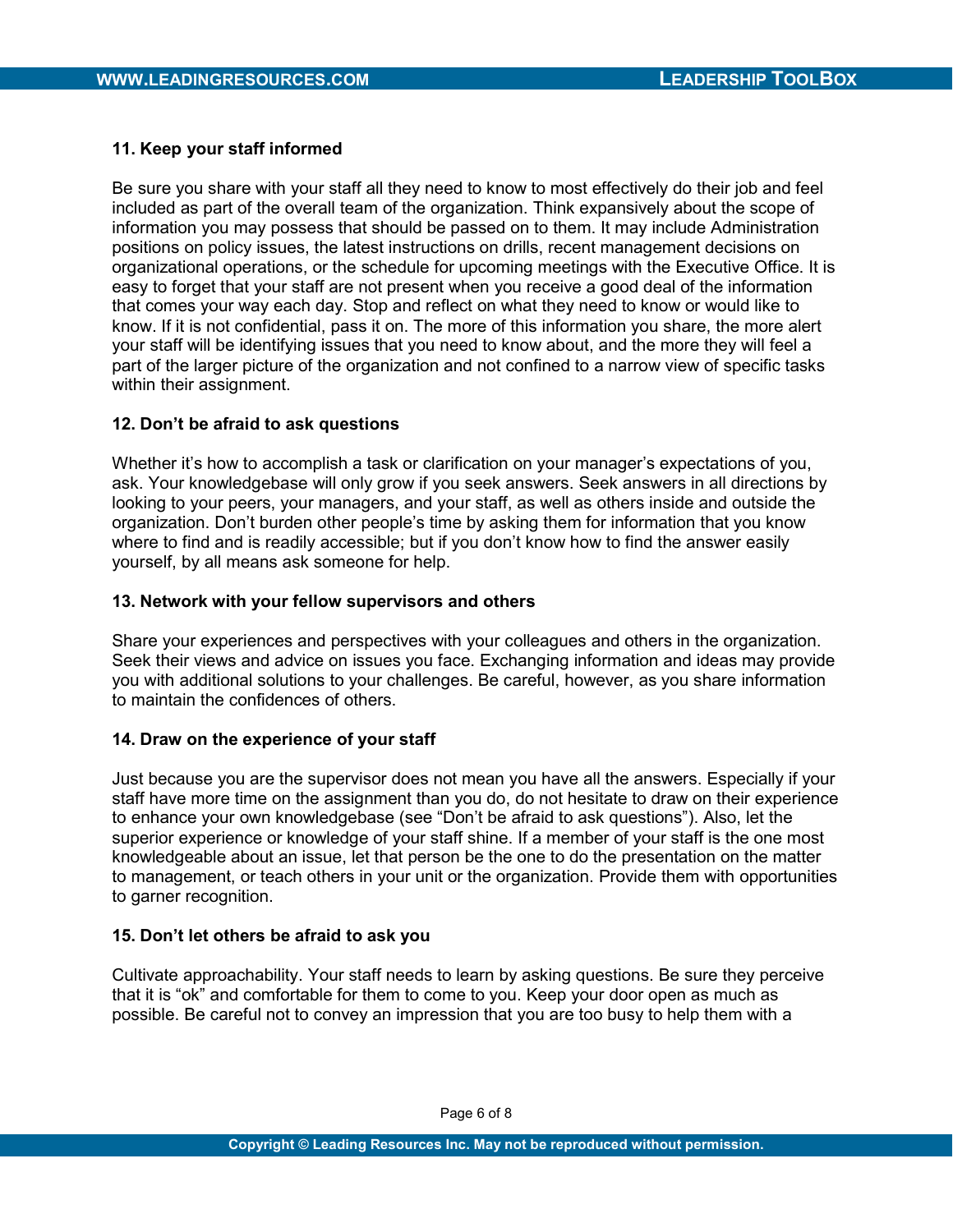**11. Keep your staff informed**

Be sure you share with your staff all they need to know to most effectively do their job and feel included as part of the overall team of the organization. Think expansively about the scope of information you may possess that should be passed on to them. It may include Administration positions on policy issues, the latest instructions on drills, recent management decisions on organizational operations, or the schedule for upcoming meetings with the Executive Office. It is easy to forget that your staff are not present when you receive a good deal of the information that comes your way each day. Stop and reflect on what they need to know or would like to know. If it is not confidential, pass it on. The more of this information you share, the more alert your staff will be identifying issues that you need to know about, and the more they will feel a part of the larger picture of the organization and not confined to a narrow view of specific tasks within their assignment.

**12. Don't be afraid to ask questions**

Whether it's how to accomplish a task or clarification on your manager's expectations of you, ask. Your knowledgebase will only grow if you seek answers. Seek answers in all directions by looking to your peers, your managers, and your staff, as well as others inside and outside the organization. Don't burden other people's time by asking them for information that you know where to find and is readily accessible; but if you don't know how to find the answer easily yourself, by all means ask someone for help.

**13. Network with your fellow supervisors and others**

Share your experiences and perspectives with your colleagues and others in the organization. Seek their views and advice on issues you face. Exchanging information and ideas may provide you with additional solutions to your challenges. Be careful, however, as you share information to maintain the confidences of others.

**14. Draw on the experience of your staff**

Just because you are the supervisor does not mean you have all the answers. Especially if your staff have more time on the assignment than you do, do not hesitate to draw on their experience to enhance your own knowledgebase (see "Don't be afraid to ask questions"). Also, let the superior experience or knowledge of your staff shine. If a member of your staff is the one most knowledgeable about an issue, let that person be the one to do the presentation on the matter to management, or teach others in your unit or the organization. Provide them with opportunities to garner recognition.

**15. Don't let others be afraid to ask you**

Cultivate approachability. Your staff needs to learn by asking questions. Be sure they perceive that it is "ok" and comfortable for them to come to you. Keep your door open as much as possible. Be careful not to convey an impression that you are too busy to help them with a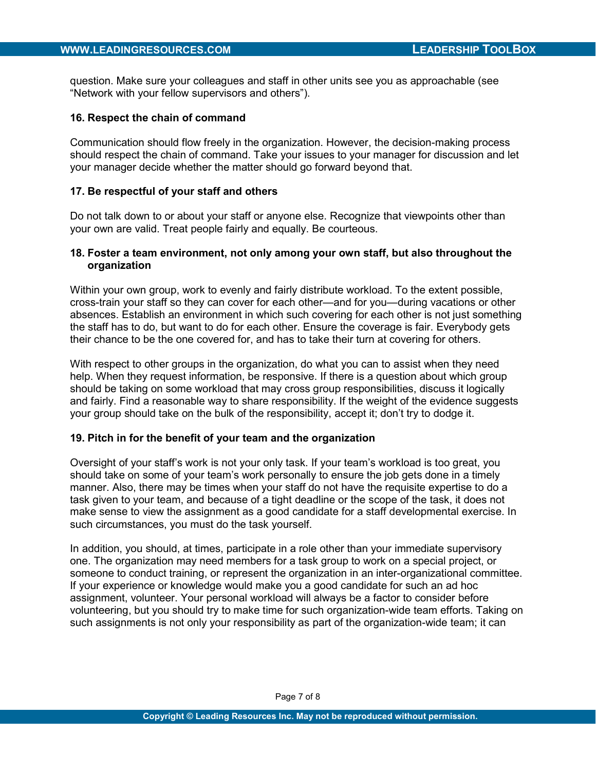question. Make sure your colleagues and staff in other units see you as approachable (see “Network with your fellow supervisors and others”).

### 16. Respect the chain of command

Communication should flow freely in the organization. However, the decision-making process should respect the chain of command. Take your issues to your manager for discussion and let your manager decide whether the matter should go forward beyond that.

### 17. Be respectful of your staff and others

Do not talk down to or about your staff or anyone else. Recognize that viewpoints other than your own are valid. Treat people fairly and equally. Be courteous.

### 18. Foster a team environment, not only among your own staff, but also throughout the organization

Within your own group, work to evenly and fairly distribute workload. To the extent possible, cross-train your staff so they can cover for each other—and for you—during vacations or other absences. Establish an environment in which such covering for each other is not just something the staff has to do, but want to do for each other. Ensure the coverage is fair. Everybody gets their chance to be the one covered for, and has to take their turn at covering for others.

With respect to other groups in the organization, do what you can to assist when they need help. When they request information, be responsive. If there is a question about which group should be taking on some workload that may cross group responsibilities, discuss it logically and fairly. Find a reasonable way to share responsibility. If the weight of the evidence suggests your group should take on the bulk of the responsibility, accept it; don’t try to dodge it.

### 19. Pitch in for the benefit of your team and the organization

Oversight of your staff’s work is not your only task. If your team’s workload is too great, you should take on some of your team’s work personally to ensure the job gets done in a timely manner. Also, there may be times when your staff do not have the requisite expertise to do a task given to your team, and because of a tight deadline or the scope of the task, it does not make sense to view the assignment as a good candidate for a staff developmental exercise. In such circumstances, you must do the task yourself.

In addition, you should, at times, participate in a role other than your immediate supervisory one. The organization may need members for a task group to work on a special project, or someone to conduct training, or represent the organization in an inter-organizational committee. If your experience or knowledge would make you a good candidate for such an ad hoc assignment, volunteer. Your personal workload will always be a factor to consider before volunteering, but you should try to make time for such organization-wide team efforts. Taking on such assignments is not only your responsibility as part of the organization-wide team; it can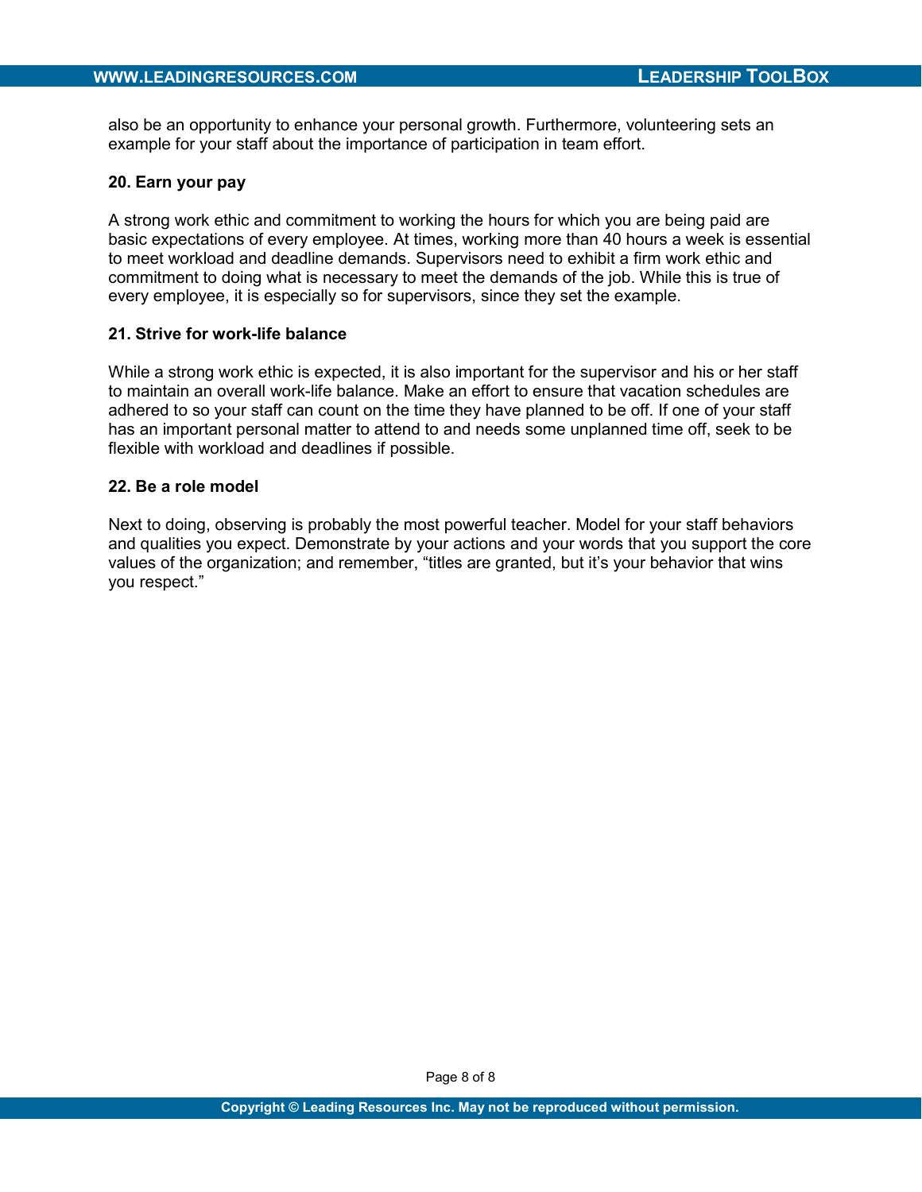also be an opportunity to enhance your personal growth. Furthermore, volunteering sets an example for your staff about the importance of participation in team effort.

**20. Earn your pay**

A strong work ethic and commitment to working the hours for which you are being paid are basic expectations of every employee. At times, working more than 40 hours a week is essential to meet workload and deadline demands. Supervisors need to exhibit a firm work ethic and commitment to doing what is necessary to meet the demands of the job. While this is true of every employee, it is especially so for supervisors, since they set the example.

**21. Strive for work-life balance**

While a strong work ethic is expected, it is also important for the supervisor and his or her staff to maintain an overall work-life balance. Make an effort to ensure that vacation schedules are adhered to so your staff can count on the time they have planned to be off. If one of your staff has an important personal matter to attend to and needs some unplanned time off, seek to be flexible with workload and deadlines if possible.

**22. Be a role model**

Next to doing, observing is probably the most powerful teacher. Model for your staff behaviors and qualities you expect. Demonstrate by your actions and your words that you support the core values of the organization; and remember, "titles are granted, but it's your behavior that wins you respect."